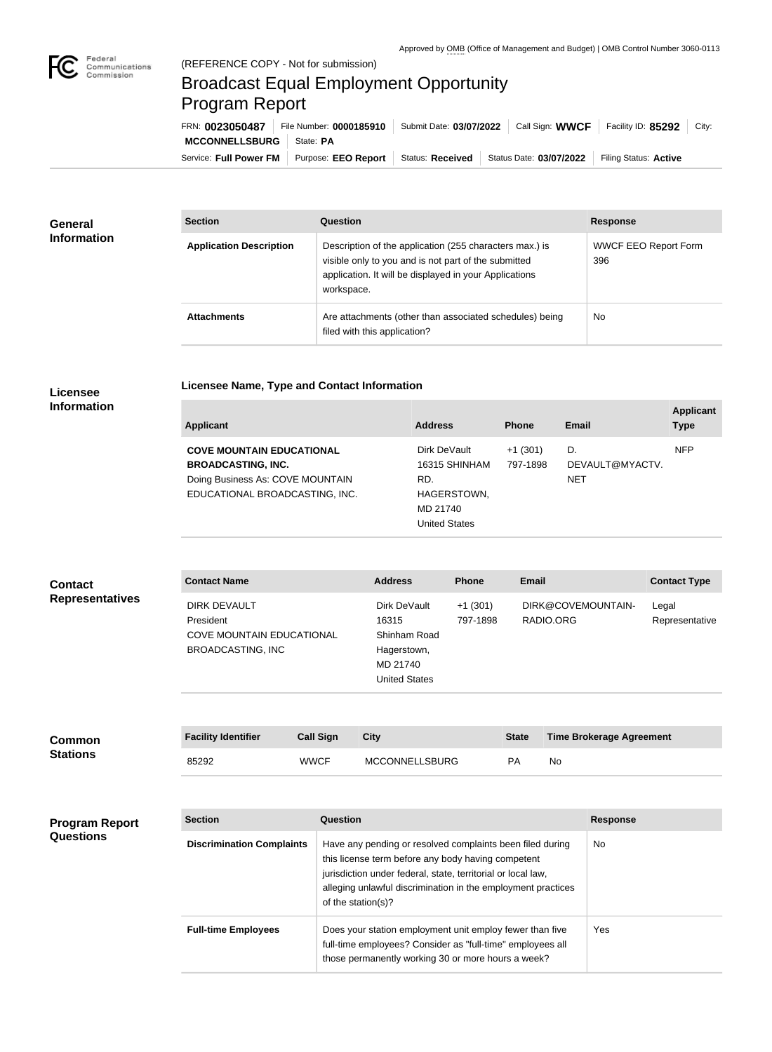Approved by OMB (Office of Management and Budget) | OMB Control Number 3060-0113

(REFERENCE COPY - Not for submission)

# Broadcast Equal Employment Opportunity Program Report

FRN: **0023050487** | File Number: **0000185910** | Submit Date: **03/07/2022** | Call Sign: **WWCF** | Facility ID: **85292** | City: **MCCONNELLSBURG** | State: **PA**

Service: **Full Power FM** | Purpose: **EEO Report** | Status: **Received** | Status Date: **03/07/2022** | Filing Status: **Active**

## General Information

| Section | Question | Response |
| --- | --- | --- |
| **Application Description** | Description of the application (255 characters max.) is visible only to you and is not part of the submitted application. It will be displayed in your Applications workspace. | WWCF EEO Report Form 396 |
| **Attachments** | Are attachments (other than associated schedules) being filed with this application? | No |

## Licensee Information

### Licensee Name, Type and Contact Information

| Applicant | Address | Phone | Email | Applicant Type |
| --- | --- | --- | --- | --- |
| **COVE MOUNTAIN EDUCATIONAL BROADCASTING, INC.** Doing Business As: COVE MOUNTAIN EDUCATIONAL BROADCASTING, INC. | Dirk DeVault 16315 SHINHAM RD. HAGERSTOWN, MD 21740 United States | +1 (301) 797-1898 | D. DEVAULT@MYACTV.NET | NFP |

## Contact Representatives

| Contact Name | Address | Phone | Email | Contact Type |
| --- | --- | --- | --- | --- |
| DIRK DEVAULT President COVE MOUNTAIN EDUCATIONAL BROADCASTING, INC | Dirk DeVault 16315 Shinham Road Hagerstown, MD 21740 United States | +1 (301) 797-1898 | DIRK@COVEMOUNTAIN-RADIO.ORG | Legal Representative |

## Common Stations

| Facility Identifier | Call Sign | City | State | Time Brokerage Agreement |
| --- | --- | --- | --- | --- |
| 85292 | WWCF | MCCONNELLSBURG | PA | No |

## Program Report Questions

| Section | Question | Response |
| --- | --- | --- |
| **Discrimination Complaints** | Have any pending or resolved complaints been filed during this license term before any body having competent jurisdiction under federal, state, territorial or local law, alleging unlawful discrimination in the employment practices of the station(s)? | No |
| **Full-time Employees** | Does your station employment unit employ fewer than five full-time employees? Consider as "full-time" employees all those permanently working 30 or more hours a week? | Yes |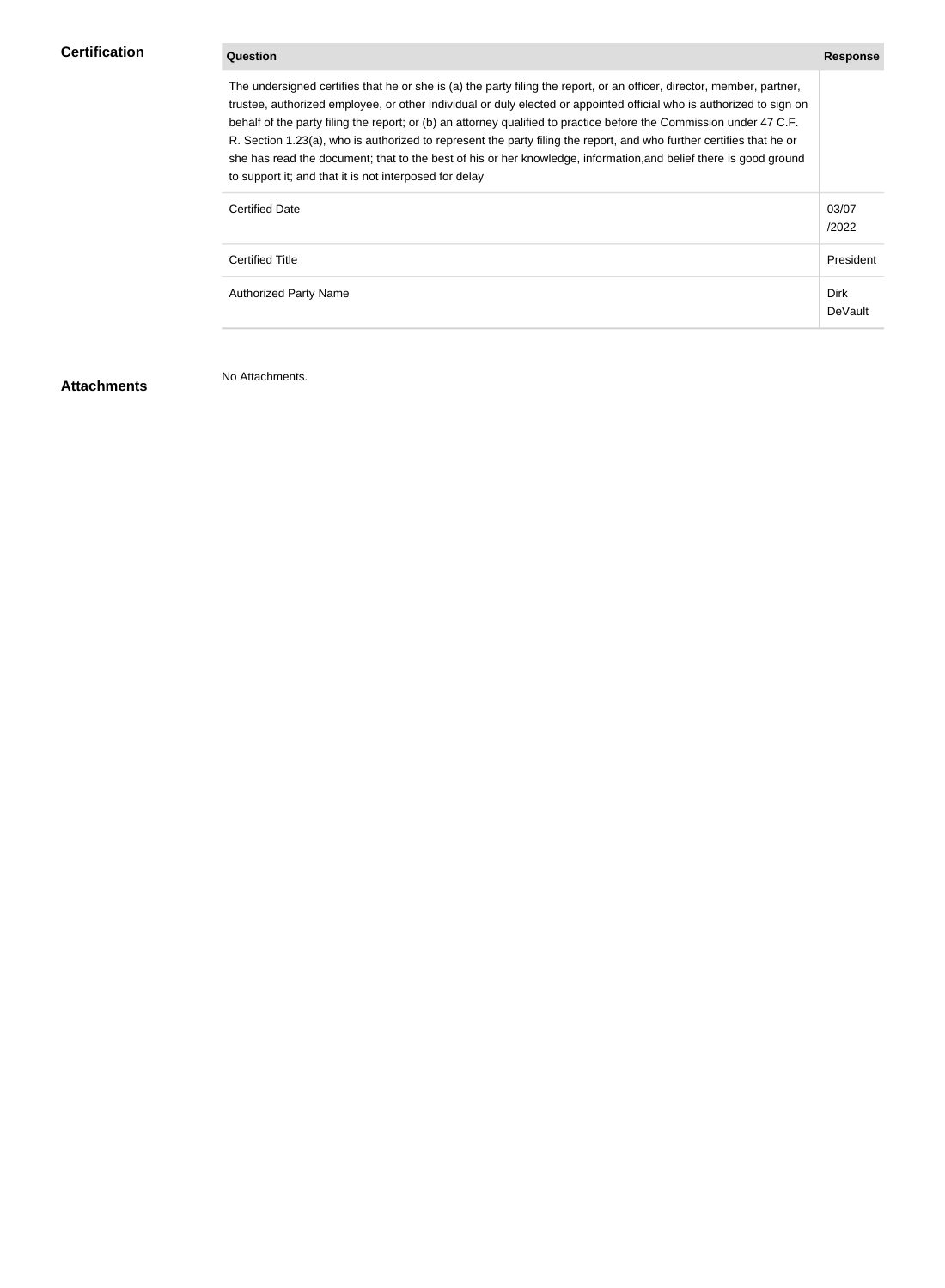## Certification

| Question | Response |
|---|---|
| The undersigned certifies that he or she is (a) the party filing the report, or an officer, director, member, partner, trustee, authorized employee, or other individual or duly elected or appointed official who is authorized to sign on behalf of the party filing the report; or (b) an attorney qualified to practice before the Commission under 47 C.F. R. Section 1.23(a), who is authorized to represent the party filing the report, and who further certifies that he or she has read the document; that to the best of his or her knowledge, information,and belief there is good ground to support it; and that it is not interposed for delay | |
| Certified Date | 03/07/2022 |
| Certified Title | President |
| Authorized Party Name | Dirk DeVault |

## Attachments

No Attachments.